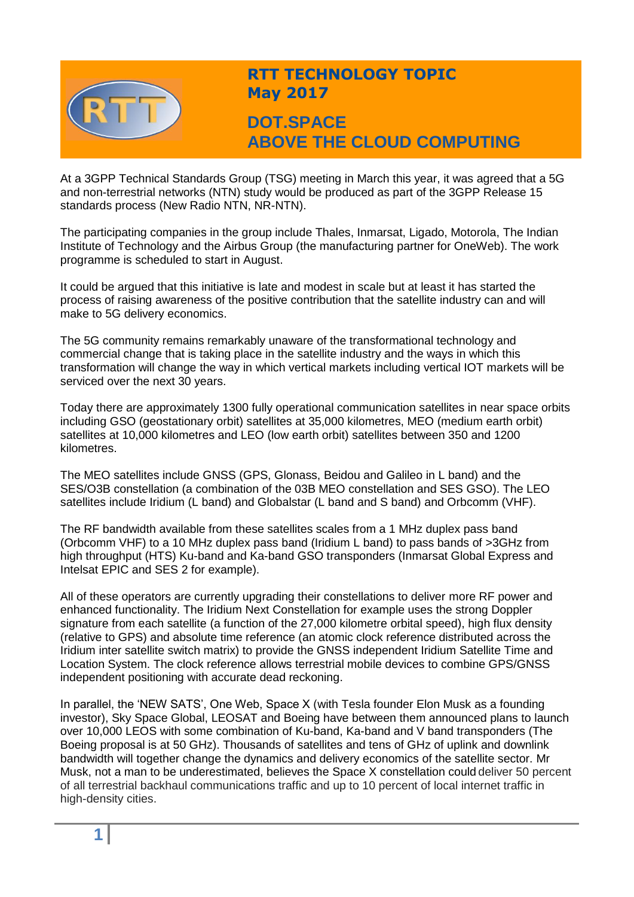# RTT TECHNOLOGY TOPIC
# May 2017

## DOT.SPACE
## ABOVE THE CLOUD COMPUTING

At a 3GPP Technical Standards Group (TSG) meeting in March this year, it was agreed that a 5G and non-terrestrial networks (NTN) study would be produced as part of the 3GPP Release 15 standards process (New Radio NTN, NR-NTN).

The participating companies in the group include Thales, Inmarsat, Ligado, Motorola, The Indian Institute of Technology and the Airbus Group (the manufacturing partner for OneWeb). The work programme is scheduled to start in August.

It could be argued that this initiative is late and modest in scale but at least it has started the process of raising awareness of the positive contribution that the satellite industry can and will make to 5G delivery economics.

The 5G community remains remarkably unaware of the transformational technology and commercial change that is taking place in the satellite industry and the ways in which this transformation will change the way in which vertical markets including vertical IOT markets will be serviced over the next 30 years.

Today there are approximately 1300 fully operational communication satellites in near space orbits including GSO (geostationary orbit) satellites at 35,000 kilometres, MEO (medium earth orbit) satellites at 10,000 kilometres and LEO (low earth orbit) satellites between 350 and 1200 kilometres.

The MEO satellites include GNSS (GPS, Glonass, Beidou and Galileo in L band) and the SES/O3B constellation (a combination of the 03B MEO constellation and SES GSO). The LEO satellites include Iridium (L band) and Globalstar (L band and S band) and Orbcomm (VHF).

The RF bandwidth available from these satellites scales from a 1 MHz duplex pass band (Orbcomm VHF) to a 10 MHz duplex pass band (Iridium L band) to pass bands of >3GHz from high throughput (HTS) Ku-band and Ka-band GSO transponders (Inmarsat Global Express and Intelsat EPIC and SES 2 for example).

All of these operators are currently upgrading their constellations to deliver more RF power and enhanced functionality. The Iridium Next Constellation for example uses the strong Doppler signature from each satellite (a function of the 27,000 kilometre orbital speed), high flux density (relative to GPS) and absolute time reference (an atomic clock reference distributed across the Iridium inter satellite switch matrix) to provide the GNSS independent Iridium Satellite Time and Location System. The clock reference allows terrestrial mobile devices to combine GPS/GNSS independent positioning with accurate dead reckoning.

In parallel, the 'NEW SATS', One Web, Space X (with Tesla founder Elon Musk as a founding investor), Sky Space Global, LEOSAT and Boeing have between them announced plans to launch over 10,000 LEOS with some combination of Ku-band, Ka-band and V band transponders (The Boeing proposal is at 50 GHz). Thousands of satellites and tens of GHz of uplink and downlink bandwidth will together change the dynamics and delivery economics of the satellite sector. Mr Musk, not a man to be underestimated, believes the Space X constellation could deliver 50 percent of all terrestrial backhaul communications traffic and up to 10 percent of local internet traffic in high-density cities.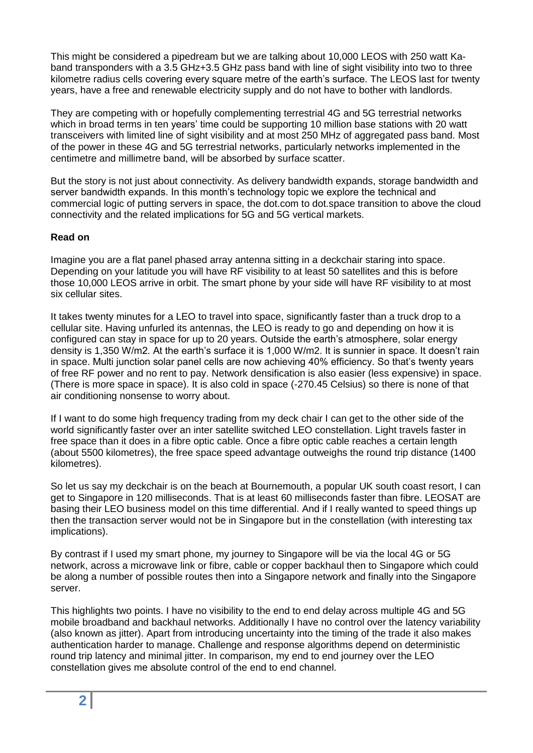This might be considered a pipedream but we are talking about 10,000 LEOS with 250 watt Ka-band transponders with a 3.5 GHz+3.5 GHz pass band with line of sight visibility into two to three kilometre radius cells covering every square metre of the earth's surface. The LEOS last for twenty years, have a free and renewable electricity supply and do not have to bother with landlords.

They are competing with or hopefully complementing terrestrial 4G and 5G terrestrial networks which in broad terms in ten years' time could be supporting 10 million base stations with 20 watt transceivers with limited line of sight visibility and at most 250 MHz of aggregated pass band. Most of the power in these 4G and 5G terrestrial networks, particularly networks implemented in the centimetre and millimetre band, will be absorbed by surface scatter.

But the story is not just about connectivity. As delivery bandwidth expands, storage bandwidth and server bandwidth expands. In this month's technology topic we explore the technical and commercial logic of putting servers in space, the dot.com to dot.space transition to above the cloud connectivity and the related implications for 5G and 5G vertical markets.

**Read on**

Imagine you are a flat panel phased array antenna sitting in a deckchair staring into space. Depending on your latitude you will have RF visibility to at least 50 satellites and this is before those 10,000 LEOS arrive in orbit. The smart phone by your side will have RF visibility to at most six cellular sites.

It takes twenty minutes for a LEO to travel into space, significantly faster than a truck drop to a cellular site. Having unfurled its antennas, the LEO is ready to go and depending on how it is configured can stay in space for up to 20 years. Outside the earth's atmosphere, solar energy density is 1,350 W/m2. At the earth's surface it is 1,000 W/m2. It is sunnier in space. It doesn't rain in space. Multi junction solar panel cells are now achieving 40% efficiency. So that's twenty years of free RF power and no rent to pay. Network densification is also easier (less expensive) in space. (There is more space in space). It is also cold in space (-270.45 Celsius) so there is none of that air conditioning nonsense to worry about.

If I want to do some high frequency trading from my deck chair I can get to the other side of the world significantly faster over an inter satellite switched LEO constellation. Light travels faster in free space than it does in a fibre optic cable. Once a fibre optic cable reaches a certain length (about 5500 kilometres), the free space speed advantage outweighs the round trip distance (1400 kilometres).

So let us say my deckchair is on the beach at Bournemouth, a popular UK south coast resort, I can get to Singapore in 120 milliseconds. That is at least 60 milliseconds faster than fibre. LEOSAT are basing their LEO business model on this time differential. And if I really wanted to speed things up then the transaction server would not be in Singapore but in the constellation (with interesting tax implications).

By contrast if I used my smart phone, my journey to Singapore will be via the local 4G or 5G network, across a microwave link or fibre, cable or copper backhaul then to Singapore which could be along a number of possible routes then into a Singapore network and finally into the Singapore server.

This highlights two points. I have no visibility to the end to end delay across multiple 4G and 5G mobile broadband and backhaul networks. Additionally I have no control over the latency variability (also known as jitter). Apart from introducing uncertainty into the timing of the trade it also makes authentication harder to manage. Challenge and response algorithms depend on deterministic round trip latency and minimal jitter. In comparison, my end to end journey over the LEO constellation gives me absolute control of the end to end channel.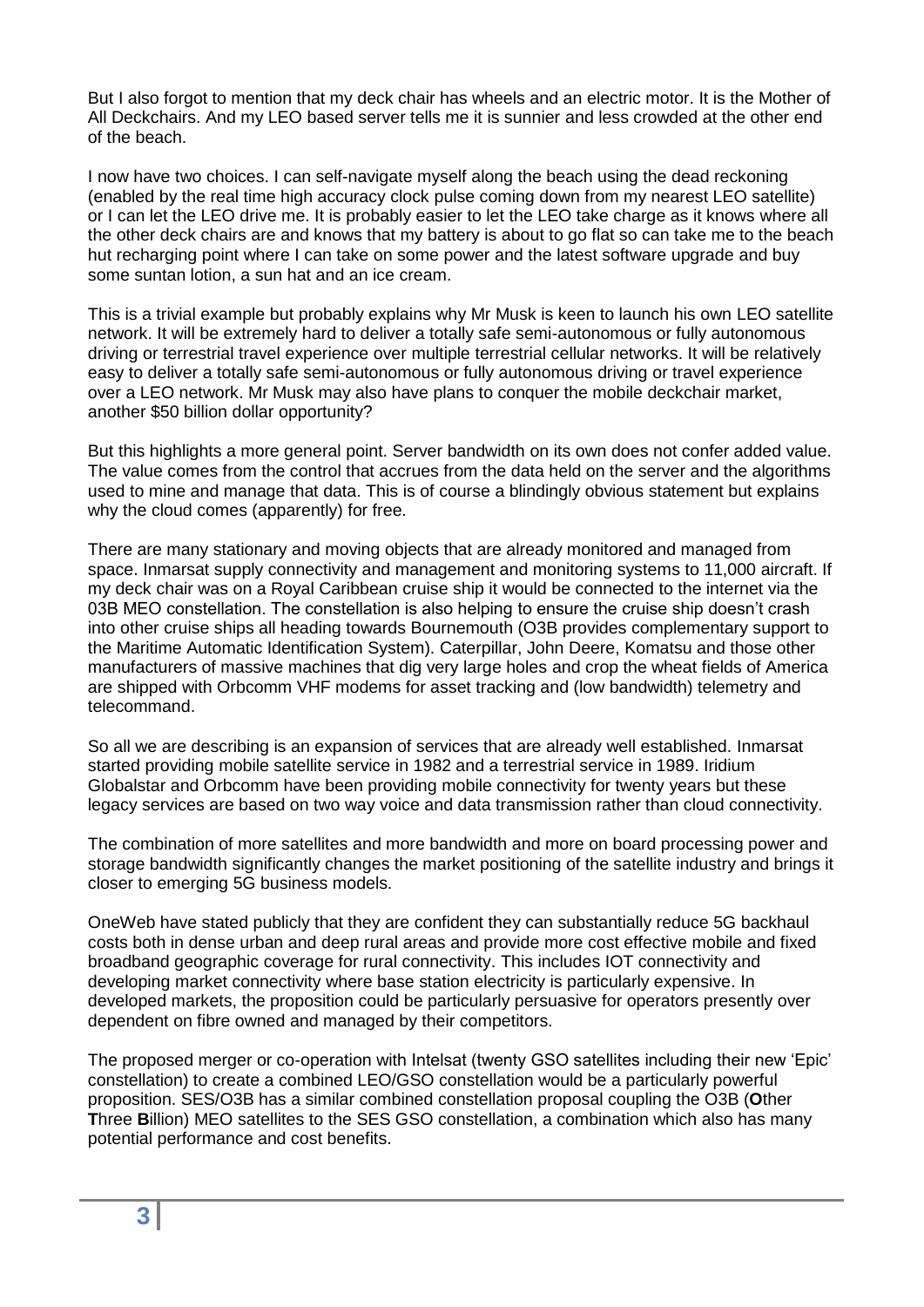But I also forgot to mention that my deck chair has wheels and an electric motor. It is the Mother of All Deckchairs. And my LEO based server tells me it is sunnier and less crowded at the other end of the beach.

I now have two choices. I can self-navigate myself along the beach using the dead reckoning (enabled by the real time high accuracy clock pulse coming down from my nearest LEO satellite) or I can let the LEO drive me. It is probably easier to let the LEO take charge as it knows where all the other deck chairs are and knows that my battery is about to go flat so can take me to the beach hut recharging point where I can take on some power and the latest software upgrade and buy some suntan lotion, a sun hat and an ice cream.

This is a trivial example but probably explains why Mr Musk is keen to launch his own LEO satellite network. It will be extremely hard to deliver a totally safe semi-autonomous or fully autonomous driving or terrestrial travel experience over multiple terrestrial cellular networks. It will be relatively easy to deliver a totally safe semi-autonomous or fully autonomous driving or travel experience over a LEO network. Mr Musk may also have plans to conquer the mobile deckchair market, another $50 billion dollar opportunity?

But this highlights a more general point. Server bandwidth on its own does not confer added value. The value comes from the control that accrues from the data held on the server and the algorithms used to mine and manage that data. This is of course a blindingly obvious statement but explains why the cloud comes (apparently) for free.

There are many stationary and moving objects that are already monitored and managed from space. Inmarsat supply connectivity and management and monitoring systems to 11,000 aircraft. If my deck chair was on a Royal Caribbean cruise ship it would be connected to the internet via the 03B MEO constellation. The constellation is also helping to ensure the cruise ship doesn't crash into other cruise ships all heading towards Bournemouth (O3B provides complementary support to the Maritime Automatic Identification System). Caterpillar, John Deere, Komatsu and those other manufacturers of massive machines that dig very large holes and crop the wheat fields of America are shipped with Orbcomm VHF modems for asset tracking and (low bandwidth) telemetry and telecommand.

So all we are describing is an expansion of services that are already well established. Inmarsat started providing mobile satellite service in 1982 and a terrestrial service in 1989. Iridium Globalstar and Orbcomm have been providing mobile connectivity for twenty years but these legacy services are based on two way voice and data transmission rather than cloud connectivity.

The combination of more satellites and more bandwidth and more on board processing power and storage bandwidth significantly changes the market positioning of the satellite industry and brings it closer to emerging 5G business models.

OneWeb have stated publicly that they are confident they can substantially reduce 5G backhaul costs both in dense urban and deep rural areas and provide more cost effective mobile and fixed broadband geographic coverage for rural connectivity. This includes IOT connectivity and developing market connectivity where base station electricity is particularly expensive. In developed markets, the proposition could be particularly persuasive for operators presently over dependent on fibre owned and managed by their competitors.

The proposed merger or co-operation with Intelsat (twenty GSO satellites including their new 'Epic' constellation) to create a combined LEO/GSO constellation would be a particularly powerful proposition. SES/O3B has a similar combined constellation proposal coupling the O3B (**O**ther **T**hree **B**illion) MEO satellites to the SES GSO constellation, a combination which also has many potential performance and cost benefits.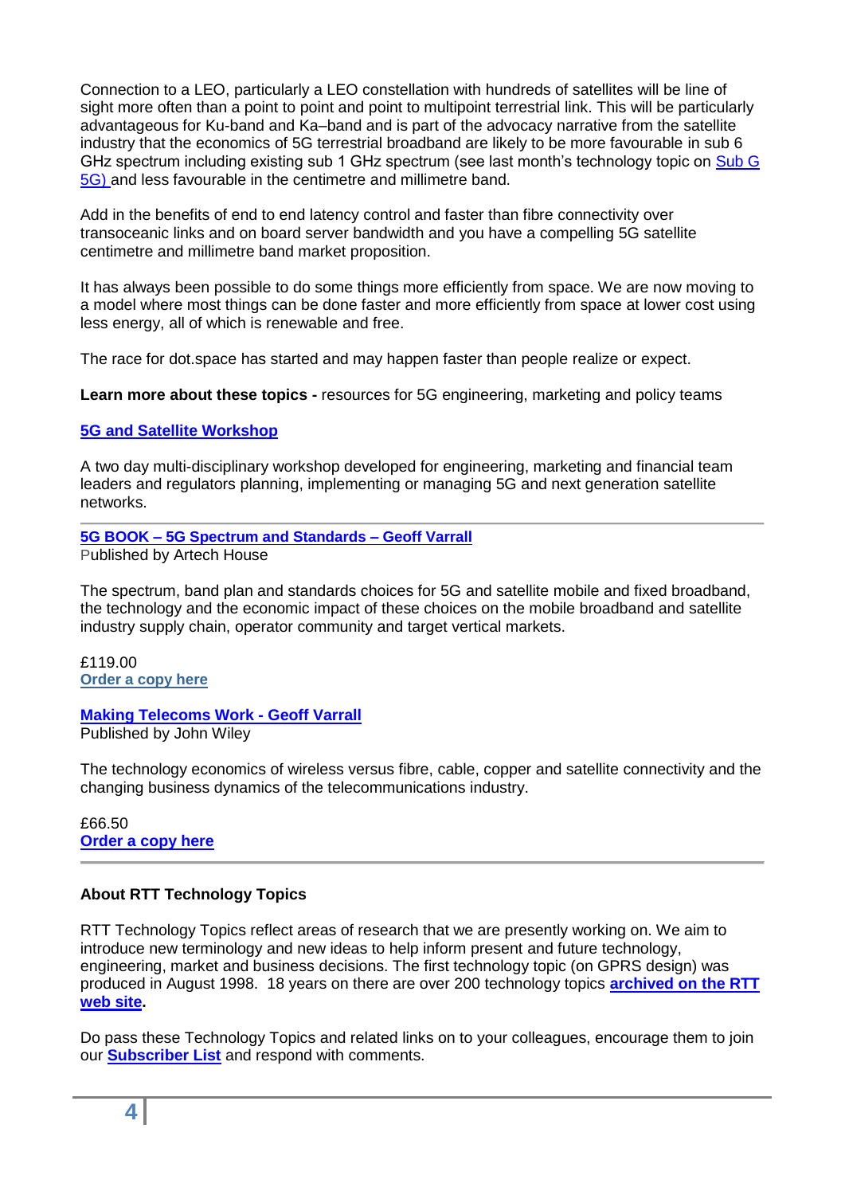Connection to a LEO, particularly a LEO constellation with hundreds of satellites will be line of sight more often than a point to point and point to multipoint terrestrial link. This will be particularly advantageous for Ku-band and Ka–band and is part of the advocacy narrative from the satellite industry that the economics of 5G terrestrial broadband are likely to be more favourable in sub 6 GHz spectrum including existing sub 1 GHz spectrum (see last month's technology topic on Sub G 5G) and less favourable in the centimetre and millimetre band.

Add in the benefits of end to end latency control and faster than fibre connectivity over transoceanic links and on board server bandwidth and you have a compelling 5G satellite centimetre and millimetre band market proposition.

It has always been possible to do some things more efficiently from space. We are now moving to a model where most things can be done faster and more efficiently from space at lower cost using less energy, all of which is renewable and free.

The race for dot.space has started and may happen faster than people realize or expect.

**Learn more about these topics -** resources for 5G engineering, marketing and policy teams

**5G and Satellite Workshop**

A two day multi-disciplinary workshop developed for engineering, marketing and financial team leaders and regulators planning, implementing or managing 5G and next generation satellite networks.

---

**5G BOOK – 5G Spectrum and Standards – Geoff Varrall**
Published by Artech House

The spectrum, band plan and standards choices for 5G and satellite mobile and fixed broadband, the technology and the economic impact of these choices on the mobile broadband and satellite industry supply chain, operator community and target vertical markets.

£119.00
**Order a copy here**

**Making Telecoms Work - Geoff Varrall**
Published by John Wiley

The technology economics of wireless versus fibre, cable, copper and satellite connectivity and the changing business dynamics of the telecommunications industry.

£66.50
**Order a copy here**

---

**About RTT Technology Topics**

RTT Technology Topics reflect areas of research that we are presently working on. We aim to introduce new terminology and new ideas to help inform present and future technology, engineering, market and business decisions. The first technology topic (on GPRS design) was produced in August 1998. 18 years on there are over 200 technology topics **archived on the RTT web site**.

Do pass these Technology Topics and related links on to your colleagues, encourage them to join our **Subscriber List** and respond with comments.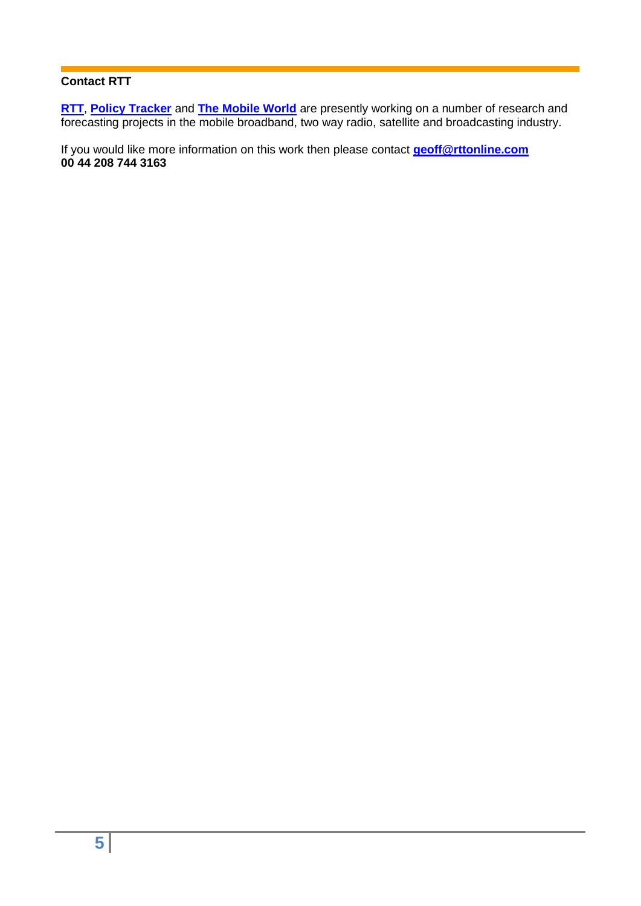### Contact RTT

**RTT**, **Policy Tracker** and **The Mobile World** are presently working on a number of research and forecasting projects in the mobile broadband, two way radio, satellite and broadcasting industry.

If you would like more information on this work then please contact **geoff@rttonline.com**
**00 44 208 744 3163**